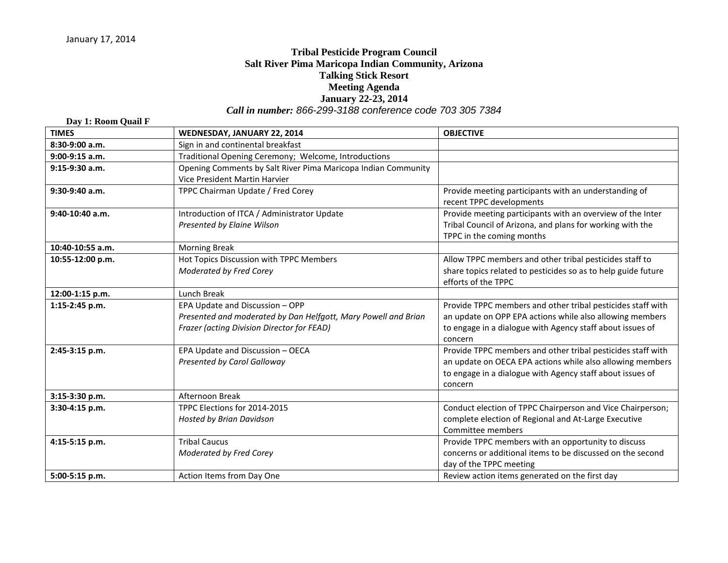January 17, 2014

# Tribal Pesticide Program Council
## Salt River Pima Maricopa Indian Community, Arizona
## Talking Stick Resort
## Meeting Agenda
## January 22-23, 2014

***Call in number:*** *866-299-3188 conference code 703 305 7384*

**Day 1: Room Quail F**

| TIMES | WEDNESDAY, JANUARY 22, 2014 | OBJECTIVE |
|---|---|---|
| **8:30-9:00 a.m.** | Sign in and continental breakfast | |
| **9:00-9:15 a.m.** | Traditional Opening Ceremony; Welcome, Introductions | |
| **9:15-9:30 a.m.** | Opening Comments by Salt River Pima Maricopa Indian Community Vice President Martin Harvier | |
| **9:30-9:40 a.m.** | TPPC Chairman Update / Fred Corey | Provide meeting participants with an understanding of recent TPPC developments |
| **9:40-10:40 a.m.** | Introduction of ITCA / Administrator Update *Presented by Elaine Wilson* | Provide meeting participants with an overview of the Inter Tribal Council of Arizona, and plans for working with the TPPC in the coming months |
| **10:40-10:55 a.m.** | Morning Break | |
| **10:55-12:00 p.m.** | Hot Topics Discussion with TPPC Members *Moderated by Fred Corey* | Allow TPPC members and other tribal pesticides staff to share topics related to pesticides so as to help guide future efforts of the TPPC |
| **12:00-1:15 p.m.** | Lunch Break | |
| **1:15-2:45 p.m.** | EPA Update and Discussion – OPP *Presented and moderated by Dan Helfgott, Mary Powell and Brian Frazer (acting Division Director for FEAD)* | Provide TPPC members and other tribal pesticides staff with an update on OPP EPA actions while also allowing members to engage in a dialogue with Agency staff about issues of concern |
| **2:45-3:15 p.m.** | EPA Update and Discussion – OECA *Presented by Carol Galloway* | Provide TPPC members and other tribal pesticides staff with an update on OECA EPA actions while also allowing members to engage in a dialogue with Agency staff about issues of concern |
| **3:15-3:30 p.m.** | Afternoon Break | |
| **3:30-4:15 p.m.** | TPPC Elections for 2014-2015 *Hosted by Brian Davidson* | Conduct election of TPPC Chairperson and Vice Chairperson; complete election of Regional and At-Large Executive Committee members |
| **4:15-5:15 p.m.** | Tribal Caucus *Moderated by Fred Corey* | Provide TPPC members with an opportunity to discuss concerns or additional items to be discussed on the second day of the TPPC meeting |
| **5:00-5:15 p.m.** | Action Items from Day One | Review action items generated on the first day |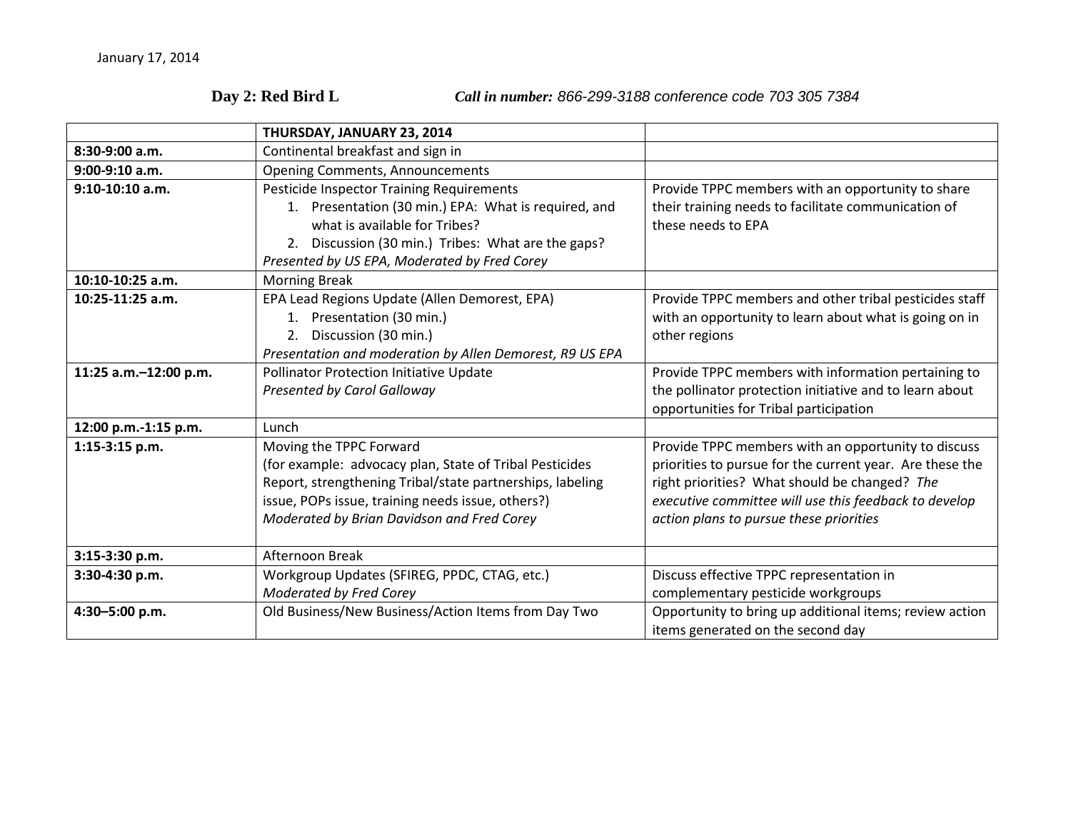January 17, 2014

**Day 2: Red Bird L** ***Call in number:*** *866-299-3188 conference code 703 305 7384*

| | **THURSDAY, JANUARY 23, 2014** | |
|---|---|---|
| **8:30-9:00 a.m.** | Continental breakfast and sign in | |
| **9:00-9:10 a.m.** | Opening Comments, Announcements | |
| **9:10-10:10 a.m.** | Pesticide Inspector Training Requirements<br>1. Presentation (30 min.) EPA: What is required, and what is available for Tribes?<br>2. Discussion (30 min.) Tribes: What are the gaps?<br>*Presented by US EPA, Moderated by Fred Corey* | Provide TPPC members with an opportunity to share their training needs to facilitate communication of these needs to EPA |
| **10:10-10:25 a.m.** | Morning Break | |
| **10:25-11:25 a.m.** | EPA Lead Regions Update (Allen Demorest, EPA)<br>1. Presentation (30 min.)<br>2. Discussion (30 min.)<br>*Presentation and moderation by Allen Demorest, R9 US EPA* | Provide TPPC members and other tribal pesticides staff with an opportunity to learn about what is going on in other regions |
| **11:25 a.m.–12:00 p.m.** | Pollinator Protection Initiative Update<br>*Presented by Carol Galloway* | Provide TPPC members with information pertaining to the pollinator protection initiative and to learn about opportunities for Tribal participation |
| **12:00 p.m.-1:15 p.m.** | Lunch | |
| **1:15-3:15 p.m.** | Moving the TPPC Forward<br>(for example: advocacy plan, State of Tribal Pesticides Report, strengthening Tribal/state partnerships, labeling issue, POPs issue, training needs issue, others?)<br>*Moderated by Brian Davidson and Fred Corey* | Provide TPPC members with an opportunity to discuss priorities to pursue for the current year. Are these the right priorities? What should be changed? *The executive committee will use this feedback to develop action plans to pursue these priorities* |
| **3:15-3:30 p.m.** | Afternoon Break | |
| **3:30-4:30 p.m.** | Workgroup Updates (SFIREG, PPDC, CTAG, etc.)<br>*Moderated by Fred Corey* | Discuss effective TPPC representation in complementary pesticide workgroups |
| **4:30–5:00 p.m.** | Old Business/New Business/Action Items from Day Two | Opportunity to bring up additional items; review action items generated on the second day |